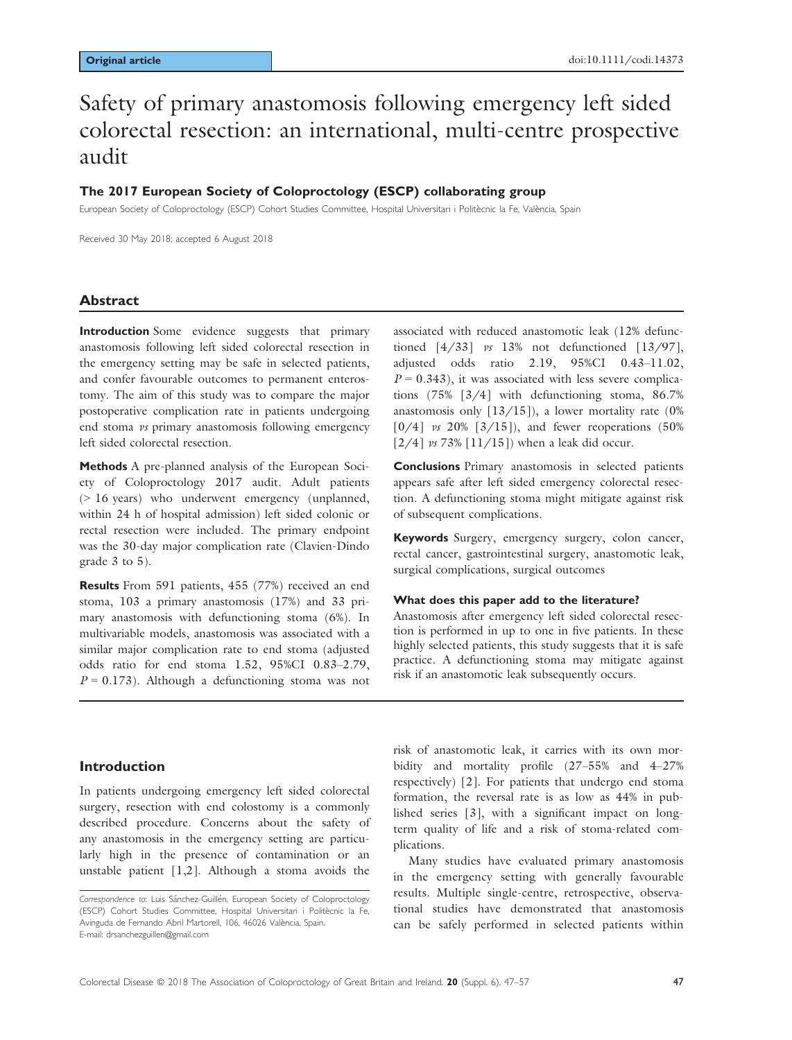Original article

doi:10.1111/codi.14373

# Safety of primary anastomosis following emergency left sided colorectal resection: an international, multi-centre prospective audit

**The 2017 European Society of Coloproctology (ESCP) collaborating group**

European Society of Coloproctology (ESCP) Cohort Studies Committee, Hospital Universitari i Politècnic la Fe, València, Spain

Received 30 May 2018; accepted 6 August 2018

## Abstract

**Introduction** Some evidence suggests that primary anastomosis following left sided colorectal resection in the emergency setting may be safe in selected patients, and confer favourable outcomes to permanent enterostomy. The aim of this study was to compare the major postoperative complication rate in patients undergoing end stoma *vs* primary anastomosis following emergency left sided colorectal resection.

**Methods** A pre-planned analysis of the European Society of Coloproctology 2017 audit. Adult patients (> 16 years) who underwent emergency (unplanned, within 24 h of hospital admission) left sided colonic or rectal resection were included. The primary endpoint was the 30-day major complication rate (Clavien-Dindo grade 3 to 5).

**Results** From 591 patients, 455 (77%) received an end stoma, 103 a primary anastomosis (17%) and 33 primary anastomosis with defunctioning stoma (6%). In multivariable models, anastomosis was associated with a similar major complication rate to end stoma (adjusted odds ratio for end stoma 1.52, 95%CI 0.83–2.79, $P = 0.173$). Although a defunctioning stoma was not associated with reduced anastomotic leak (12% defunctioned [4/33] *vs* 13% not defunctioned [13/97], adjusted odds ratio 2.19, 95%CI 0.43–11.02, $P = 0.343$), it was associated with less severe complications (75% [3/4] with defunctioning stoma, 86.7% anastomosis only [13/15]), a lower mortality rate (0% [0/4] *vs* 20% [3/15]), and fewer reoperations (50% [2/4] *vs* 73% [11/15]) when a leak did occur.

**Conclusions** Primary anastomosis in selected patients appears safe after left sided emergency colorectal resection. A defunctioning stoma might mitigate against risk of subsequent complications.

**Keywords** Surgery, emergency surgery, colon cancer, rectal cancer, gastrointestinal surgery, anastomotic leak, surgical complications, surgical outcomes

**What does this paper add to the literature?**

Anastomosis after emergency left sided colorectal resection is performed in up to one in five patients. In these highly selected patients, this study suggests that it is safe practice. A defunctioning stoma may mitigate against risk if an anastomotic leak subsequently occurs.

## Introduction

In patients undergoing emergency left sided colorectal surgery, resection with end colostomy is a commonly described procedure. Concerns about the safety of any anastomosis in the emergency setting are particularly high in the presence of contamination or an unstable patient [1,2]. Although a stoma avoids the risk of anastomotic leak, it carries with its own morbidity and mortality profile (27–55% and 4–27% respectively) [2]. For patients that undergo end stoma formation, the reversal rate is as low as 44% in published series [3], with a significant impact on long-term quality of life and a risk of stoma-related complications.

Many studies have evaluated primary anastomosis in the emergency setting with generally favourable results. Multiple single-centre, retrospective, observational studies have demonstrated that anastomosis can be safely performed in selected patients within

*Correspondence to*: Luis Sánchez-Guillén, European Society of Coloproctology (ESCP) Cohort Studies Committee, Hospital Universitari i Politècnic la Fe, Avinguda de Fernando Abril Martorell, 106, 46026 València, Spain.
E-mail: drsanchezguillen@gmail.com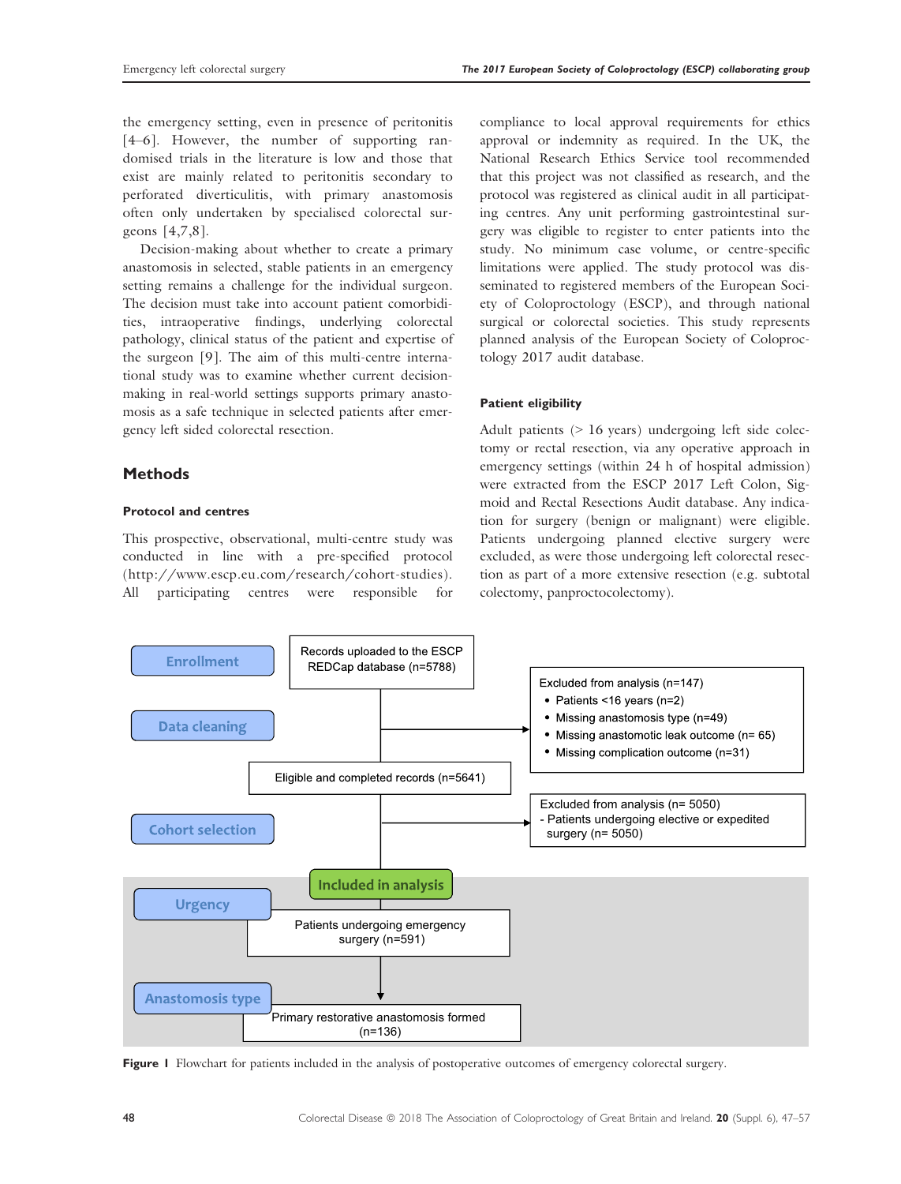the emergency setting, even in presence of peritonitis [4–6]. However, the number of supporting randomised trials in the literature is low and those that exist are mainly related to peritonitis secondary to perforated diverticulitis, with primary anastomosis often only undertaken by specialised colorectal surgeons [4,7,8].

Decision-making about whether to create a primary anastomosis in selected, stable patients in an emergency setting remains a challenge for the individual surgeon. The decision must take into account patient comorbidities, intraoperative findings, underlying colorectal pathology, clinical status of the patient and expertise of the surgeon [9]. The aim of this multi-centre international study was to examine whether current decision-making in real-world settings supports primary anastomosis as a safe technique in selected patients after emergency left sided colorectal resection.

## Methods

### Protocol and centres

This prospective, observational, multi-centre study was conducted in line with a pre-specified protocol (http://www.escp.eu.com/research/cohort-studies). All participating centres were responsible for compliance to local approval requirements for ethics approval or indemnity as required. In the UK, the National Research Ethics Service tool recommended that this project was not classified as research, and the protocol was registered as clinical audit in all participating centres. Any unit performing gastrointestinal surgery was eligible to register to enter patients into the study. No minimum case volume, or centre-specific limitations were applied. The study protocol was disseminated to registered members of the European Society of Coloproctology (ESCP), and through national surgical or colorectal societies. This study represents planned analysis of the European Society of Coloproctology 2017 audit database.

### Patient eligibility

Adult patients (> 16 years) undergoing left side colectomy or rectal resection, via any operative approach in emergency settings (within 24 h of hospital admission) were extracted from the ESCP 2017 Left Colon, Sigmoid and Rectal Resections Audit database. Any indication for surgery (benign or malignant) were eligible. Patients undergoing planned elective surgery were excluded, as were those undergoing left colorectal resection as part of a more extensive resection (e.g. subtotal colectomy, panproctocolectomy).

**Enrollment** — Records uploaded to the ESCP REDCap database (n=5788)

**Data cleaning** — Excluded from analysis (n=147)
- Patients <16 years (n=2)
- Missing anastomosis type (n=49)
- Missing anastomotic leak outcome (n= 65)
- Missing complication outcome (n=31)

Eligible and completed records (n=5641)

**Cohort selection** — Excluded from analysis (n= 5050)
- Patients undergoing elective or expedited surgery (n= 5050)

**Included in analysis**

**Urgency** — Patients undergoing emergency surgery (n=591)

**Anastomosis type** — Primary restorative anastomosis formed (n=136)

**Figure 1** Flowchart for patients included in the analysis of postoperative outcomes of emergency colorectal surgery.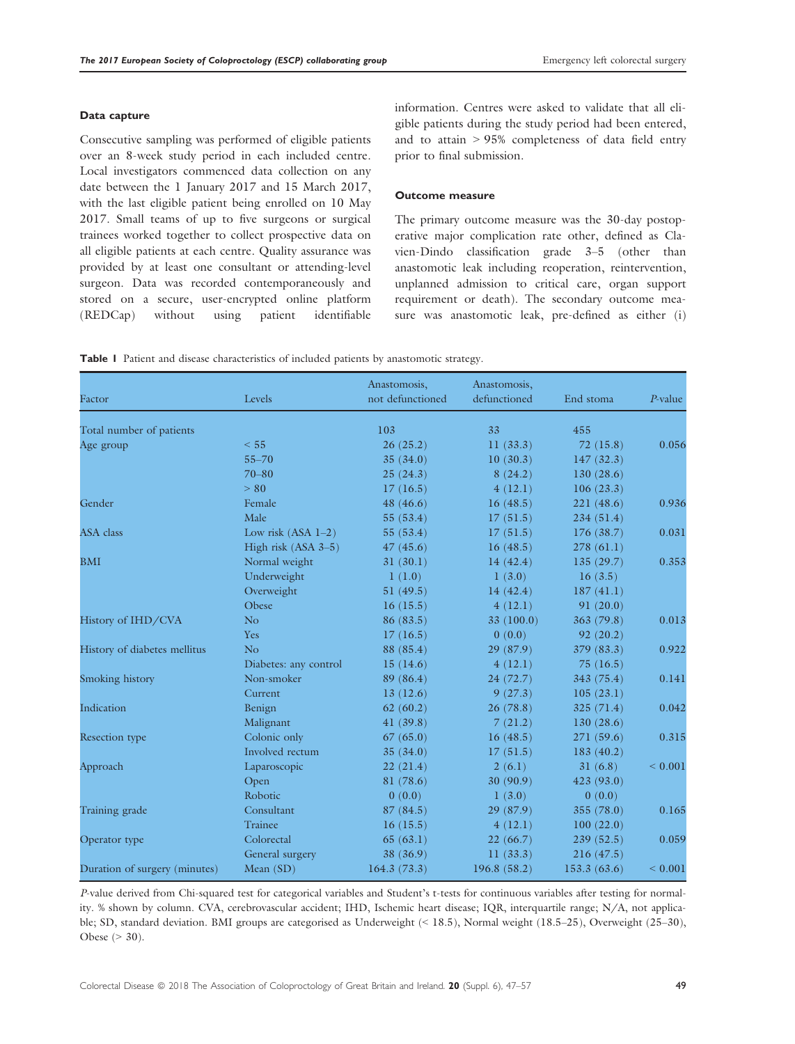### Data capture

Consecutive sampling was performed of eligible patients over an 8-week study period in each included centre. Local investigators commenced data collection on any date between the 1 January 2017 and 15 March 2017, with the last eligible patient being enrolled on 10 May 2017. Small teams of up to five surgeons or surgical trainees worked together to collect prospective data on all eligible patients at each centre. Quality assurance was provided by at least one consultant or attending-level surgeon. Data was recorded contemporaneously and stored on a secure, user-encrypted online platform (REDCap) without using patient identifiable information. Centres were asked to validate that all eligible patients during the study period had been entered, and to attain > 95% completeness of data field entry prior to final submission.

### Outcome measure

The primary outcome measure was the 30-day postoperative major complication rate other, defined as Clavien-Dindo classification grade 3–5 (other than anastomotic leak including reoperation, reintervention, unplanned admission to critical care, organ support requirement or death). The secondary outcome measure was anastomotic leak, pre-defined as either (i)

**Table 1** Patient and disease characteristics of included patients by anastomotic strategy.

| Factor | Levels | Anastomosis, not defunctioned | Anastomosis, defunctioned | End stoma | *P*-value |
|---|---|---|---|---|---|
| Total number of patients | | 103 | 33 | 455 | |
| Age group | < 55 | 26 (25.2) | 11 (33.3) | 72 (15.8) | 0.056 |
| | 55–70 | 35 (34.0) | 10 (30.3) | 147 (32.3) | |
| | 70–80 | 25 (24.3) | 8 (24.2) | 130 (28.6) | |
| | > 80 | 17 (16.5) | 4 (12.1) | 106 (23.3) | |
| Gender | Female | 48 (46.6) | 16 (48.5) | 221 (48.6) | 0.936 |
| | Male | 55 (53.4) | 17 (51.5) | 234 (51.4) | |
| ASA class | Low risk (ASA 1–2) | 55 (53.4) | 17 (51.5) | 176 (38.7) | 0.031 |
| | High risk (ASA 3–5) | 47 (45.6) | 16 (48.5) | 278 (61.1) | |
| BMI | Normal weight | 31 (30.1) | 14 (42.4) | 135 (29.7) | 0.353 |
| | Underweight | 1 (1.0) | 1 (3.0) | 16 (3.5) | |
| | Overweight | 51 (49.5) | 14 (42.4) | 187 (41.1) | |
| | Obese | 16 (15.5) | 4 (12.1) | 91 (20.0) | |
| History of IHD/CVA | No | 86 (83.5) | 33 (100.0) | 363 (79.8) | 0.013 |
| | Yes | 17 (16.5) | 0 (0.0) | 92 (20.2) | |
| History of diabetes mellitus | No | 88 (85.4) | 29 (87.9) | 379 (83.3) | 0.922 |
| | Diabetes: any control | 15 (14.6) | 4 (12.1) | 75 (16.5) | |
| Smoking history | Non-smoker | 89 (86.4) | 24 (72.7) | 343 (75.4) | 0.141 |
| | Current | 13 (12.6) | 9 (27.3) | 105 (23.1) | |
| Indication | Benign | 62 (60.2) | 26 (78.8) | 325 (71.4) | 0.042 |
| | Malignant | 41 (39.8) | 7 (21.2) | 130 (28.6) | |
| Resection type | Colonic only | 67 (65.0) | 16 (48.5) | 271 (59.6) | 0.315 |
| | Involved rectum | 35 (34.0) | 17 (51.5) | 183 (40.2) | |
| Approach | Laparoscopic | 22 (21.4) | 2 (6.1) | 31 (6.8) | < 0.001 |
| | Open | 81 (78.6) | 30 (90.9) | 423 (93.0) | |
| | Robotic | 0 (0.0) | 1 (3.0) | 0 (0.0) | |
| Training grade | Consultant | 87 (84.5) | 29 (87.9) | 355 (78.0) | 0.165 |
| | Trainee | 16 (15.5) | 4 (12.1) | 100 (22.0) | |
| Operator type | Colorectal | 65 (63.1) | 22 (66.7) | 239 (52.5) | 0.059 |
| | General surgery | 38 (36.9) | 11 (33.3) | 216 (47.5) | |
| Duration of surgery (minutes) | Mean (SD) | 164.3 (73.3) | 196.8 (58.2) | 153.3 (63.6) | < 0.001 |

*P*-value derived from Chi-squared test for categorical variables and Student's t-tests for continuous variables after testing for normality. % shown by column. CVA, cerebrovascular accident; IHD, Ischemic heart disease; IQR, interquartile range; N/A, not applicable; SD, standard deviation. BMI groups are categorised as Underweight (< 18.5), Normal weight (18.5–25), Overweight (25–30), Obese (> 30).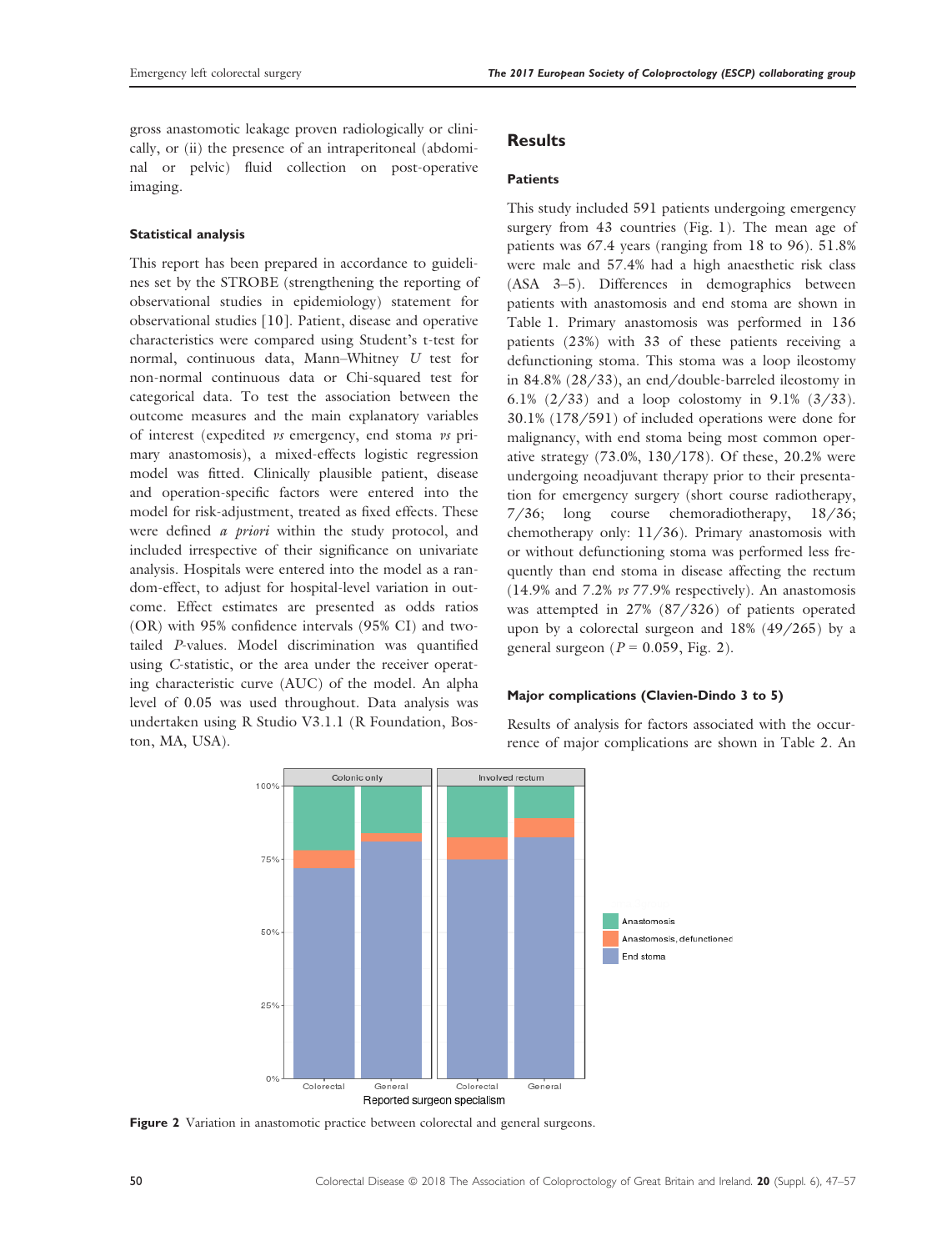gross anastomotic leakage proven radiologically or clinically, or (ii) the presence of an intraperitoneal (abdominal or pelvic) fluid collection on post-operative imaging.

### Statistical analysis

This report has been prepared in accordance to guidelines set by the STROBE (strengthening the reporting of observational studies in epidemiology) statement for observational studies [10]. Patient, disease and operative characteristics were compared using Student's t-test for normal, continuous data, Mann–Whitney *U* test for non-normal continuous data or Chi-squared test for categorical data. To test the association between the outcome measures and the main explanatory variables of interest (expedited *vs* emergency, end stoma *vs* primary anastomosis), a mixed-effects logistic regression model was fitted. Clinically plausible patient, disease and operation-specific factors were entered into the model for risk-adjustment, treated as fixed effects. These were defined *a priori* within the study protocol, and included irrespective of their significance on univariate analysis. Hospitals were entered into the model as a random-effect, to adjust for hospital-level variation in outcome. Effect estimates are presented as odds ratios (OR) with 95% confidence intervals (95% CI) and two-tailed *P*-values. Model discrimination was quantified using *C*-statistic, or the area under the receiver operating characteristic curve (AUC) of the model. An alpha level of 0.05 was used throughout. Data analysis was undertaken using R Studio V3.1.1 (R Foundation, Boston, MA, USA).

## Results

### Patients

This study included 591 patients undergoing emergency surgery from 43 countries (Fig. 1). The mean age of patients was 67.4 years (ranging from 18 to 96). 51.8% were male and 57.4% had a high anaesthetic risk class (ASA 3–5). Differences in demographics between patients with anastomosis and end stoma are shown in Table 1. Primary anastomosis was performed in 136 patients (23%) with 33 of these patients receiving a defunctioning stoma. This stoma was a loop ileostomy in 84.8% (28/33), an end/double-barreled ileostomy in 6.1% (2/33) and a loop colostomy in 9.1% (3/33). 30.1% (178/591) of included operations were done for malignancy, with end stoma being most common operative strategy (73.0%, 130/178). Of these, 20.2% were undergoing neoadjuvant therapy prior to their presentation for emergency surgery (short course radiotherapy, 7/36; long course chemoradiotherapy, 18/36; chemotherapy only: 11/36). Primary anastomosis with or without defunctioning stoma was performed less frequently than end stoma in disease affecting the rectum (14.9% and 7.2% *vs* 77.9% respectively). An anastomosis was attempted in 27% (87/326) of patients operated upon by a colorectal surgeon and 18% (49/265) by a general surgeon ($P = 0.059$, Fig. 2).

### Major complications (Clavien-Dindo 3 to 5)

Results of analysis for factors associated with the occurrence of major complications are shown in Table 2. An

**Figure 2** Variation in anastomotic practice between colorectal and general surgeons.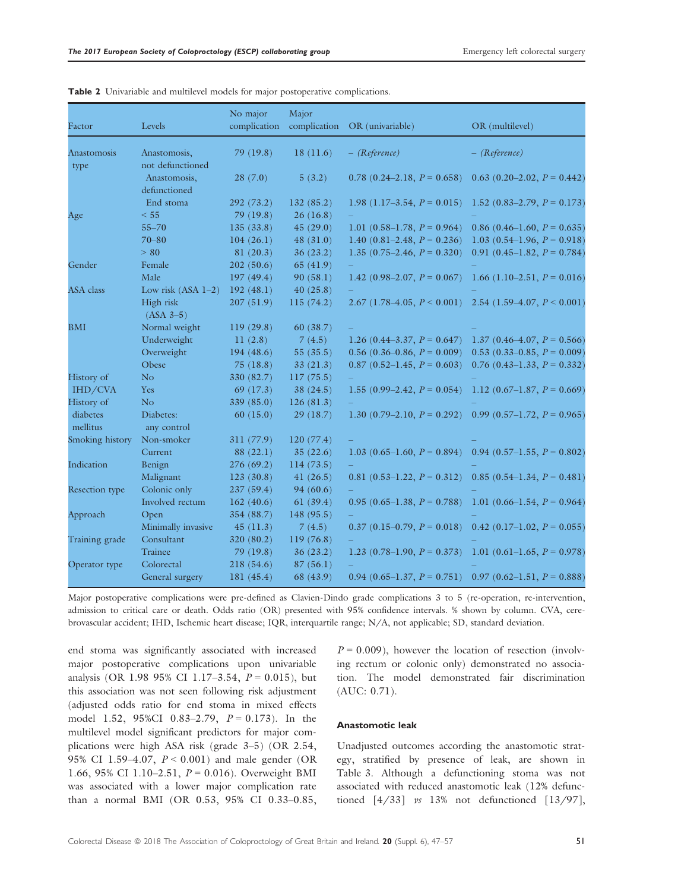**Table 2** Univariable and multilevel models for major postoperative complications.

| Factor | Levels | No major complication | Major complication | OR (univariable) | OR (multilevel) |
|---|---|---|---|---|---|
| Anastomosis type | Anastomosis, not defunctioned | 79 (19.8) | 18 (11.6) | – (*Reference*) | – (*Reference*) |
| | Anastomosis, defunctioned | 28 (7.0) | 5 (3.2) | 0.78 (0.24–2.18, $P = 0.658$) | 0.63 (0.20–2.02, $P = 0.442$) |
| | End stoma | 292 (73.2) | 132 (85.2) | 1.98 (1.17–3.54, $P = 0.015$) | 1.52 (0.83–2.79, $P = 0.173$) |
| Age | < 55 | 79 (19.8) | 26 (16.8) | – | – |
| | 55–70 | 135 (33.8) | 45 (29.0) | 1.01 (0.58–1.78, $P = 0.964$) | 0.86 (0.46–1.60, $P = 0.635$) |
| | 70–80 | 104 (26.1) | 48 (31.0) | 1.40 (0.81–2.48, $P = 0.236$) | 1.03 (0.54–1.96, $P = 0.918$) |
| | > 80 | 81 (20.3) | 36 (23.2) | 1.35 (0.75–2.46, $P = 0.320$) | 0.91 (0.45–1.82, $P = 0.784$) |
| Gender | Female | 202 (50.6) | 65 (41.9) | – | – |
| | Male | 197 (49.4) | 90 (58.1) | 1.42 (0.98–2.07, $P = 0.067$) | 1.66 (1.10–2.51, $P = 0.016$) |
| ASA class | Low risk (ASA 1–2) | 192 (48.1) | 40 (25.8) | – | – |
| | High risk (ASA 3–5) | 207 (51.9) | 115 (74.2) | 2.67 (1.78–4.05, $P < 0.001$) | 2.54 (1.59–4.07, $P < 0.001$) |
| BMI | Normal weight | 119 (29.8) | 60 (38.7) | – | – |
| | Underweight | 11 (2.8) | 7 (4.5) | 1.26 (0.44–3.37, $P = 0.647$) | 1.37 (0.46–4.07, $P = 0.566$) |
| | Overweight | 194 (48.6) | 55 (35.5) | 0.56 (0.36–0.86, $P = 0.009$) | 0.53 (0.33–0.85, $P = 0.009$) |
| | Obese | 75 (18.8) | 33 (21.3) | 0.87 (0.52–1.45, $P = 0.603$) | 0.76 (0.43–1.33, $P = 0.332$) |
| History of IHD/CVA | No | 330 (82.7) | 117 (75.5) | – | – |
| | Yes | 69 (17.3) | 38 (24.5) | 1.55 (0.99–2.42, $P = 0.054$) | 1.12 (0.67–1.87, $P = 0.669$) |
| History of diabetes mellitus | No | 339 (85.0) | 126 (81.3) | – | – |
| | Diabetes: any control | 60 (15.0) | 29 (18.7) | 1.30 (0.79–2.10, $P = 0.292$) | 0.99 (0.57–1.72, $P = 0.965$) |
| Smoking history | Non-smoker | 311 (77.9) | 120 (77.4) | – | – |
| | Current | 88 (22.1) | 35 (22.6) | 1.03 (0.65–1.60, $P = 0.894$) | 0.94 (0.57–1.55, $P = 0.802$) |
| Indication | Benign | 276 (69.2) | 114 (73.5) | – | – |
| | Malignant | 123 (30.8) | 41 (26.5) | 0.81 (0.53–1.22, $P = 0.312$) | 0.85 (0.54–1.34, $P = 0.481$) |
| Resection type | Colonic only | 237 (59.4) | 94 (60.6) | – | – |
| | Involved rectum | 162 (40.6) | 61 (39.4) | 0.95 (0.65–1.38, $P = 0.788$) | 1.01 (0.66–1.54, $P = 0.964$) |
| Approach | Open | 354 (88.7) | 148 (95.5) | – | – |
| | Minimally invasive | 45 (11.3) | 7 (4.5) | 0.37 (0.15–0.79, $P = 0.018$) | 0.42 (0.17–1.02, $P = 0.055$) |
| Training grade | Consultant | 320 (80.2) | 119 (76.8) | – | – |
| | Trainee | 79 (19.8) | 36 (23.2) | 1.23 (0.78–1.90, $P = 0.373$) | 1.01 (0.61–1.65, $P = 0.978$) |
| Operator type | Colorectal | 218 (54.6) | 87 (56.1) | – | – |
| | General surgery | 181 (45.4) | 68 (43.9) | 0.94 (0.65–1.37, $P = 0.751$) | 0.97 (0.62–1.51, $P = 0.888$) |

Major postoperative complications were pre-defined as Clavien-Dindo grade complications 3 to 5 (re-operation, re-intervention, admission to critical care or death. Odds ratio (OR) presented with 95% confidence intervals. % shown by column. CVA, cerebrovascular accident; IHD, Ischemic heart disease; IQR, interquartile range; N/A, not applicable; SD, standard deviation.

end stoma was significantly associated with increased major postoperative complications upon univariable analysis (OR 1.98 95% CI 1.17–3.54, $P = 0.015$), but this association was not seen following risk adjustment (adjusted odds ratio for end stoma in mixed effects model 1.52, 95%CI 0.83–2.79, $P = 0.173$). In the multilevel model significant predictors for major complications were high ASA risk (grade 3–5) (OR 2.54, 95% CI 1.59–4.07, $P < 0.001$) and male gender (OR 1.66, 95% CI 1.10–2.51, $P = 0.016$). Overweight BMI was associated with a lower major complication rate than a normal BMI (OR 0.53, 95% CI 0.33–0.85, $P = 0.009$), however the location of resection (involving rectum or colonic only) demonstrated no association. The model demonstrated fair discrimination (AUC: 0.71).

### Anastomotic leak

Unadjusted outcomes according the anastomotic strategy, stratified by presence of leak, are shown in Table 3. Although a defunctioning stoma was not associated with reduced anastomotic leak (12% defunctioned [4/33] *vs* 13% not defunctioned [13/97],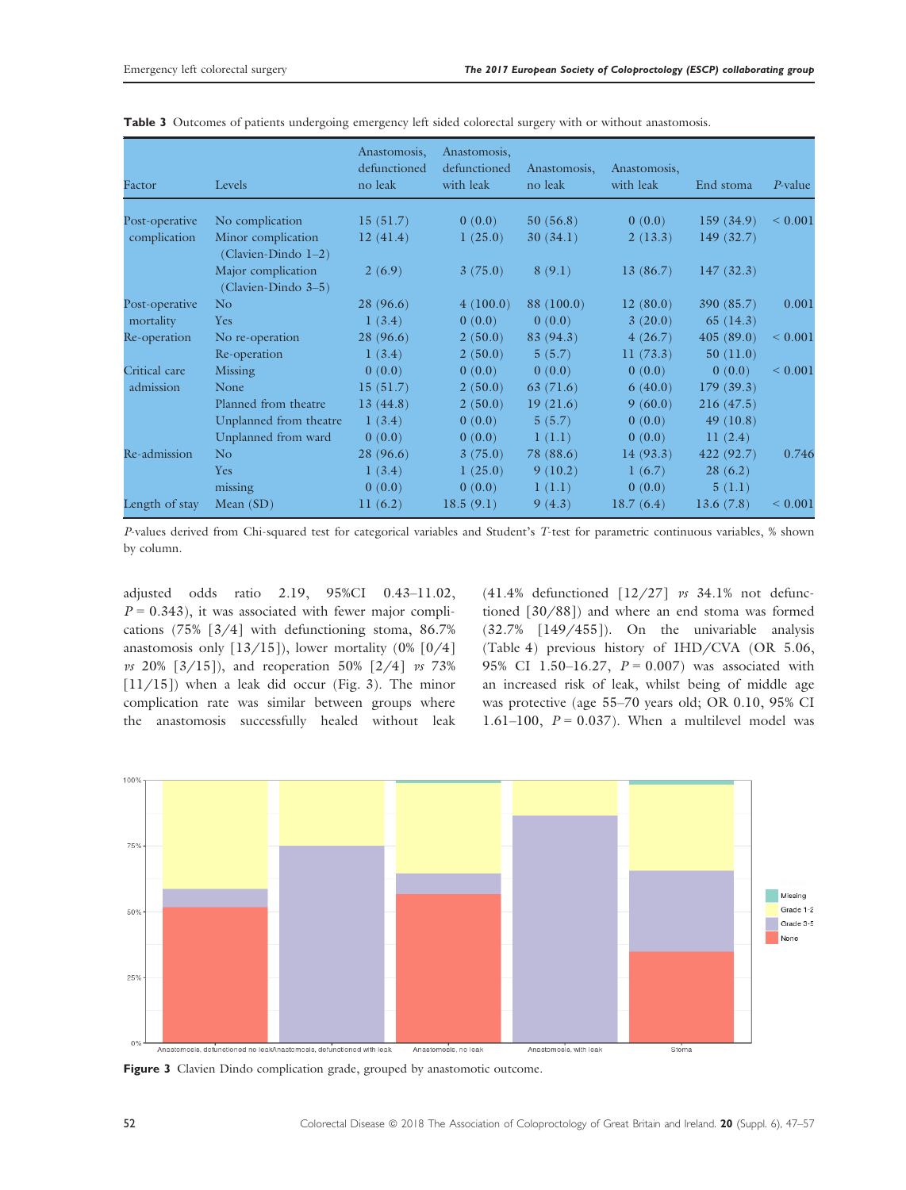**Table 3** Outcomes of patients undergoing emergency left sided colorectal surgery with or without anastomosis.

| Factor | Levels | Anastomosis, defunctioned no leak | Anastomosis, defunctioned with leak | Anastomosis, no leak | Anastomosis, with leak | End stoma | P-value |
|---|---|---|---|---|---|---|---|
| Post-operative complication | No complication | 15 (51.7) | 0 (0.0) | 50 (56.8) | 0 (0.0) | 159 (34.9) | < 0.001 |
| | Minor complication (Clavien-Dindo 1–2) | 12 (41.4) | 1 (25.0) | 30 (34.1) | 2 (13.3) | 149 (32.7) | |
| | Major complication (Clavien-Dindo 3–5) | 2 (6.9) | 3 (75.0) | 8 (9.1) | 13 (86.7) | 147 (32.3) | |
| Post-operative mortality | No | 28 (96.6) | 4 (100.0) | 88 (100.0) | 12 (80.0) | 390 (85.7) | 0.001 |
| | Yes | 1 (3.4) | 0 (0.0) | 0 (0.0) | 3 (20.0) | 65 (14.3) | |
| Re-operation | No re-operation | 28 (96.6) | 2 (50.0) | 83 (94.3) | 4 (26.7) | 405 (89.0) | < 0.001 |
| | Re-operation | 1 (3.4) | 2 (50.0) | 5 (5.7) | 11 (73.3) | 50 (11.0) | |
| Critical care admission | Missing | 0 (0.0) | 0 (0.0) | 0 (0.0) | 0 (0.0) | 0 (0.0) | < 0.001 |
| | None | 15 (51.7) | 2 (50.0) | 63 (71.6) | 6 (40.0) | 179 (39.3) | |
| | Planned from theatre | 13 (44.8) | 2 (50.0) | 19 (21.6) | 9 (60.0) | 216 (47.5) | |
| | Unplanned from theatre | 1 (3.4) | 0 (0.0) | 5 (5.7) | 0 (0.0) | 49 (10.8) | |
| | Unplanned from ward | 0 (0.0) | 0 (0.0) | 1 (1.1) | 0 (0.0) | 11 (2.4) | |
| Re-admission | No | 28 (96.6) | 3 (75.0) | 78 (88.6) | 14 (93.3) | 422 (92.7) | 0.746 |
| | Yes | 1 (3.4) | 1 (25.0) | 9 (10.2) | 1 (6.7) | 28 (6.2) | |
| | missing | 0 (0.0) | 0 (0.0) | 1 (1.1) | 0 (0.0) | 5 (1.1) | |
| Length of stay | Mean (SD) | 11 (6.2) | 18.5 (9.1) | 9 (4.3) | 18.7 (6.4) | 13.6 (7.8) | < 0.001 |

*P*-values derived from Chi-squared test for categorical variables and Student's *T*-test for parametric continuous variables, % shown by column.

adjusted odds ratio 2.19, 95%CI 0.43–11.02, $P = 0.343$), it was associated with fewer major complications (75% [3/4] with defunctioning stoma, 86.7% anastomosis only [13/15]), lower mortality (0% [0/4] *vs* 20% [3/15]), and reoperation 50% [2/4] *vs* 73% [11/15]) when a leak did occur (Fig. 3). The minor complication rate was similar between groups where the anastomosis successfully healed without leak (41.4% defunctioned [12/27] *vs* 34.1% not defunctioned [30/88]) and where an end stoma was formed (32.7% [149/455]). On the univariable analysis (Table 4) previous history of IHD/CVA (OR 5.06, 95% CI 1.50–16.27, $P = 0.007$) was associated with an increased risk of leak, whilst being of middle age was protective (age 55–70 years old; OR 0.10, 95% CI 1.61–100, $P = 0.037$). When a multilevel model was

**Figure 3** Clavien Dindo complication grade, grouped by anastomotic outcome.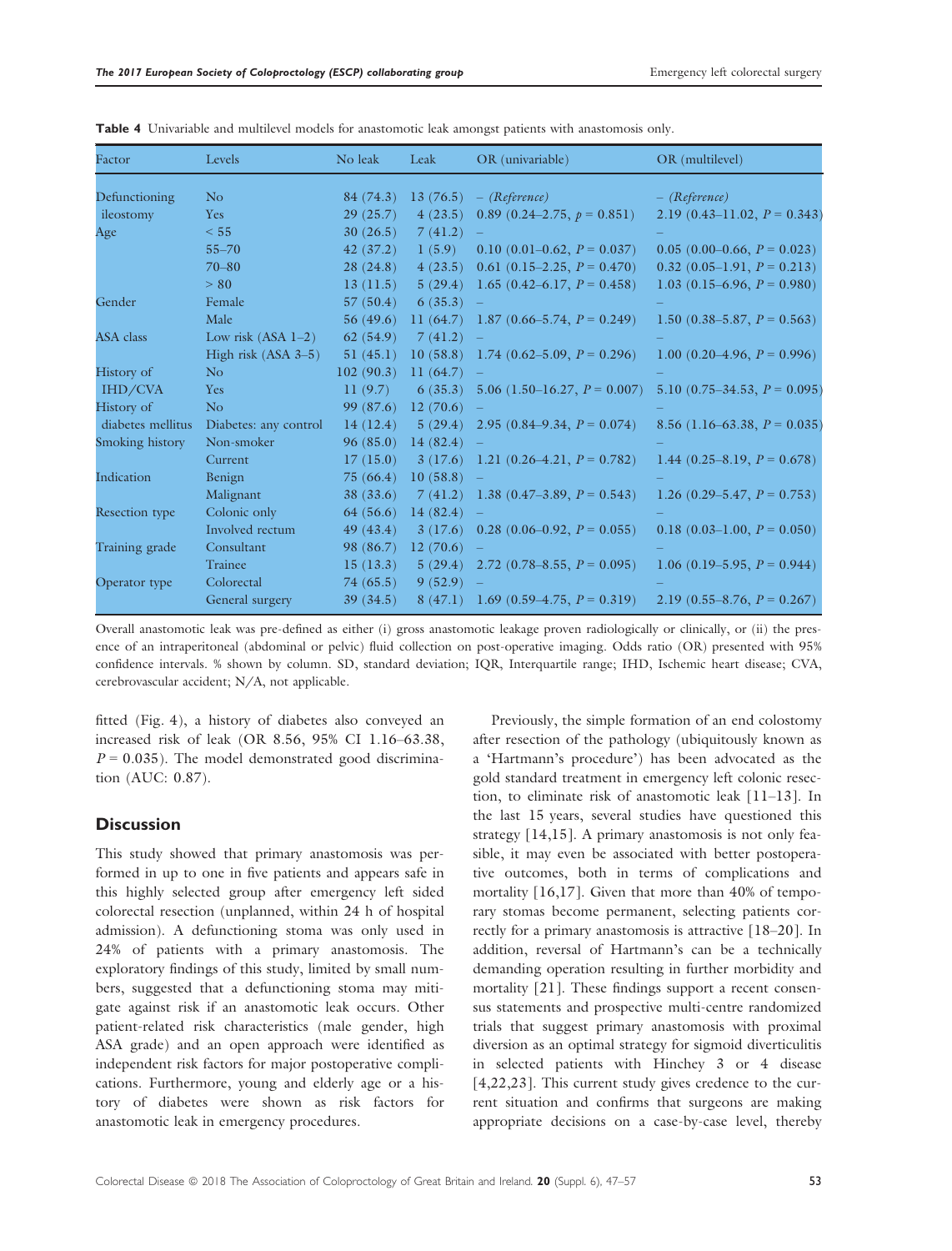**Table 4** Univariable and multilevel models for anastomotic leak amongst patients with anastomosis only.

| Factor | Levels | No leak | Leak | OR (univariable) | OR (multilevel) |
|---|---|---|---|---|---|
| Defunctioning ileostomy | No | 84 (74.3) | 13 (76.5) | – *(Reference)* | – *(Reference)* |
| | Yes | 29 (25.7) | 4 (23.5) | 0.89 (0.24–2.75, $p = 0.851$) | 2.19 (0.43–11.02, $P = 0.343$) |
| Age | < 55 | 30 (26.5) | 7 (41.2) | – | – |
| | 55–70 | 42 (37.2) | 1 (5.9) | 0.10 (0.01–0.62, $P = 0.037$) | 0.05 (0.00–0.66, $P = 0.023$) |
| | 70–80 | 28 (24.8) | 4 (23.5) | 0.61 (0.15–2.25, $P = 0.470$) | 0.32 (0.05–1.91, $P = 0.213$) |
| | > 80 | 13 (11.5) | 5 (29.4) | 1.65 (0.42–6.17, $P = 0.458$) | 1.03 (0.15–6.96, $P = 0.980$) |
| Gender | Female | 57 (50.4) | 6 (35.3) | – | – |
| | Male | 56 (49.6) | 11 (64.7) | 1.87 (0.66–5.74, $P = 0.249$) | 1.50 (0.38–5.87, $P = 0.563$) |
| ASA class | Low risk (ASA 1–2) | 62 (54.9) | 7 (41.2) | – | – |
| | High risk (ASA 3–5) | 51 (45.1) | 10 (58.8) | 1.74 (0.62–5.09, $P = 0.296$) | 1.00 (0.20–4.96, $P = 0.996$) |
| History of IHD/CVA | No | 102 (90.3) | 11 (64.7) | – | – |
| | Yes | 11 (9.7) | 6 (35.3) | 5.06 (1.50–16.27, $P = 0.007$) | 5.10 (0.75–34.53, $P = 0.095$) |
| History of diabetes mellitus | No | 99 (87.6) | 12 (70.6) | – | – |
| | Diabetes: any control | 14 (12.4) | 5 (29.4) | 2.95 (0.84–9.34, $P = 0.074$) | 8.56 (1.16–63.38, $P = 0.035$) |
| Smoking history | Non-smoker | 96 (85.0) | 14 (82.4) | – | – |
| | Current | 17 (15.0) | 3 (17.6) | 1.21 (0.26–4.21, $P = 0.782$) | 1.44 (0.25–8.19, $P = 0.678$) |
| Indication | Benign | 75 (66.4) | 10 (58.8) | – | – |
| | Malignant | 38 (33.6) | 7 (41.2) | 1.38 (0.47–3.89, $P = 0.543$) | 1.26 (0.29–5.47, $P = 0.753$) |
| Resection type | Colonic only | 64 (56.6) | 14 (82.4) | – | – |
| | Involved rectum | 49 (43.4) | 3 (17.6) | 0.28 (0.06–0.92, $P = 0.055$) | 0.18 (0.03–1.00, $P = 0.050$) |
| Training grade | Consultant | 98 (86.7) | 12 (70.6) | – | – |
| | Trainee | 15 (13.3) | 5 (29.4) | 2.72 (0.78–8.55, $P = 0.095$) | 1.06 (0.19–5.95, $P = 0.944$) |
| Operator type | Colorectal | 74 (65.5) | 9 (52.9) | – | – |
| | General surgery | 39 (34.5) | 8 (47.1) | 1.69 (0.59–4.75, $P = 0.319$) | 2.19 (0.55–8.76, $P = 0.267$) |

Overall anastomotic leak was pre-defined as either (i) gross anastomotic leakage proven radiologically or clinically, or (ii) the presence of an intraperitoneal (abdominal or pelvic) fluid collection on post-operative imaging. Odds ratio (OR) presented with 95% confidence intervals. % shown by column. SD, standard deviation; IQR, Interquartile range; IHD, Ischemic heart disease; CVA, cerebrovascular accident; N/A, not applicable.

fitted (Fig. 4), a history of diabetes also conveyed an increased risk of leak (OR 8.56, 95% CI 1.16–63.38, $P = 0.035$). The model demonstrated good discrimination (AUC: 0.87).

## Discussion

This study showed that primary anastomosis was performed in up to one in five patients and appears safe in this highly selected group after emergency left sided colorectal resection (unplanned, within 24 h of hospital admission). A defunctioning stoma was only used in 24% of patients with a primary anastomosis. The exploratory findings of this study, limited by small numbers, suggested that a defunctioning stoma may mitigate against risk if an anastomotic leak occurs. Other patient-related risk characteristics (male gender, high ASA grade) and an open approach were identified as independent risk factors for major postoperative complications. Furthermore, young and elderly age or a history of diabetes were shown as risk factors for anastomotic leak in emergency procedures.

Previously, the simple formation of an end colostomy after resection of the pathology (ubiquitously known as a 'Hartmann's procedure') has been advocated as the gold standard treatment in emergency left colonic resection, to eliminate risk of anastomotic leak [11–13]. In the last 15 years, several studies have questioned this strategy [14,15]. A primary anastomosis is not only feasible, it may even be associated with better postoperative outcomes, both in terms of complications and mortality [16,17]. Given that more than 40% of temporary stomas become permanent, selecting patients correctly for a primary anastomosis is attractive [18–20]. In addition, reversal of Hartmann's can be a technically demanding operation resulting in further morbidity and mortality [21]. These findings support a recent consensus statements and prospective multi-centre randomized trials that suggest primary anastomosis with proximal diversion as an optimal strategy for sigmoid diverticulitis in selected patients with Hinchey 3 or 4 disease [4,22,23]. This current study gives credence to the current situation and confirms that surgeons are making appropriate decisions on a case-by-case level, thereby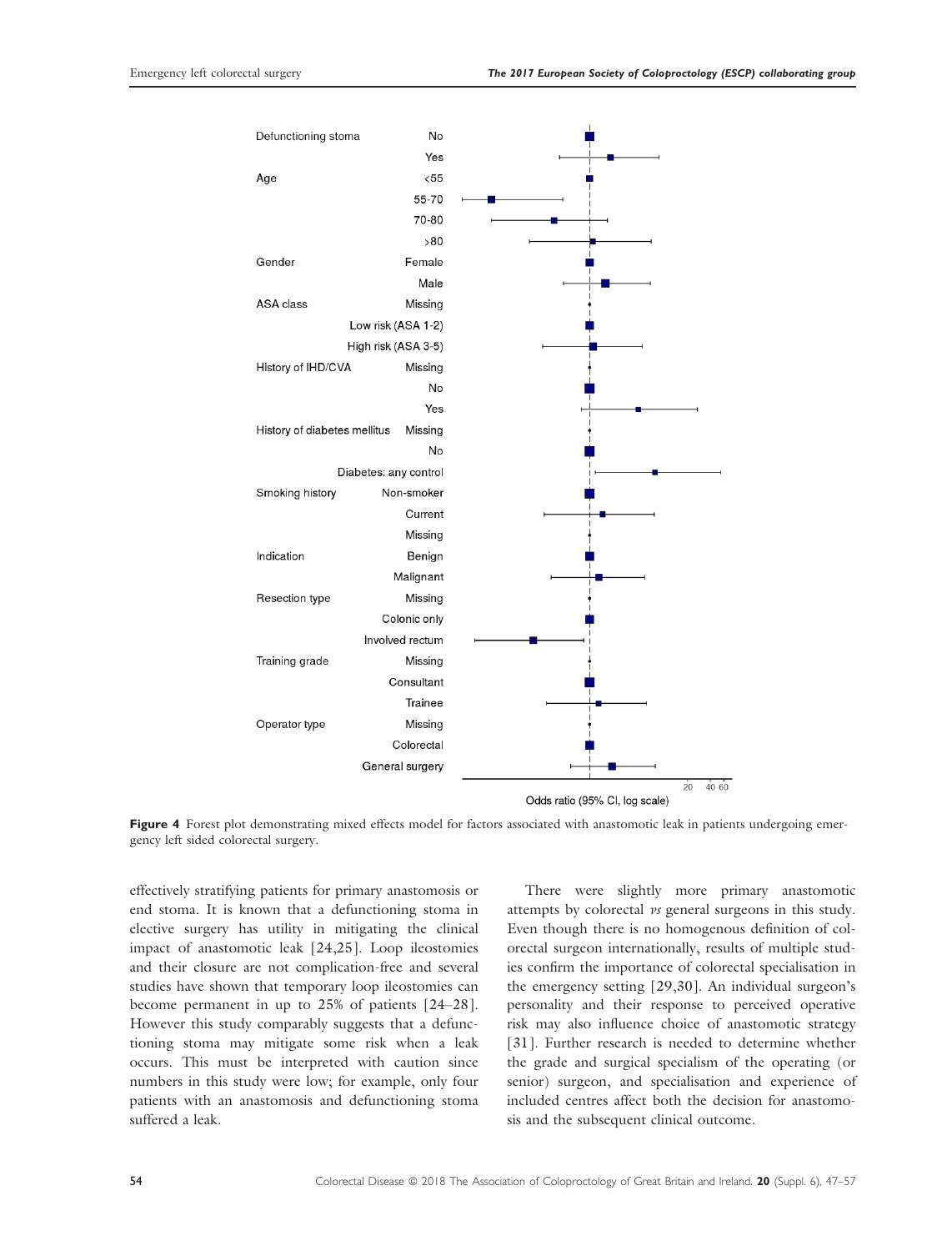Figure 4 Forest plot demonstrating mixed effects model for factors associated with anastomotic leak in patients undergoing emergency left sided colorectal surgery.

effectively stratifying patients for primary anastomosis or end stoma. It is known that a defunctioning stoma in elective surgery has utility in mitigating the clinical impact of anastomotic leak [24,25]. Loop ileostomies and their closure are not complication-free and several studies have shown that temporary loop ileostomies can become permanent in up to 25% of patients [24–28]. However this study comparably suggests that a defunctioning stoma may mitigate some risk when a leak occurs. This must be interpreted with caution since numbers in this study were low; for example, only four patients with an anastomosis and defunctioning stoma suffered a leak.

There were slightly more primary anastomotic attempts by colorectal *vs* general surgeons in this study. Even though there is no homogenous definition of colorectal surgeon internationally, results of multiple studies confirm the importance of colorectal specialisation in the emergency setting [29,30]. An individual surgeon's personality and their response to perceived operative risk may also influence choice of anastomotic strategy [31]. Further research is needed to determine whether the grade and surgical specialism of the operating (or senior) surgeon, and specialisation and experience of included centres affect both the decision for anastomosis and the subsequent clinical outcome.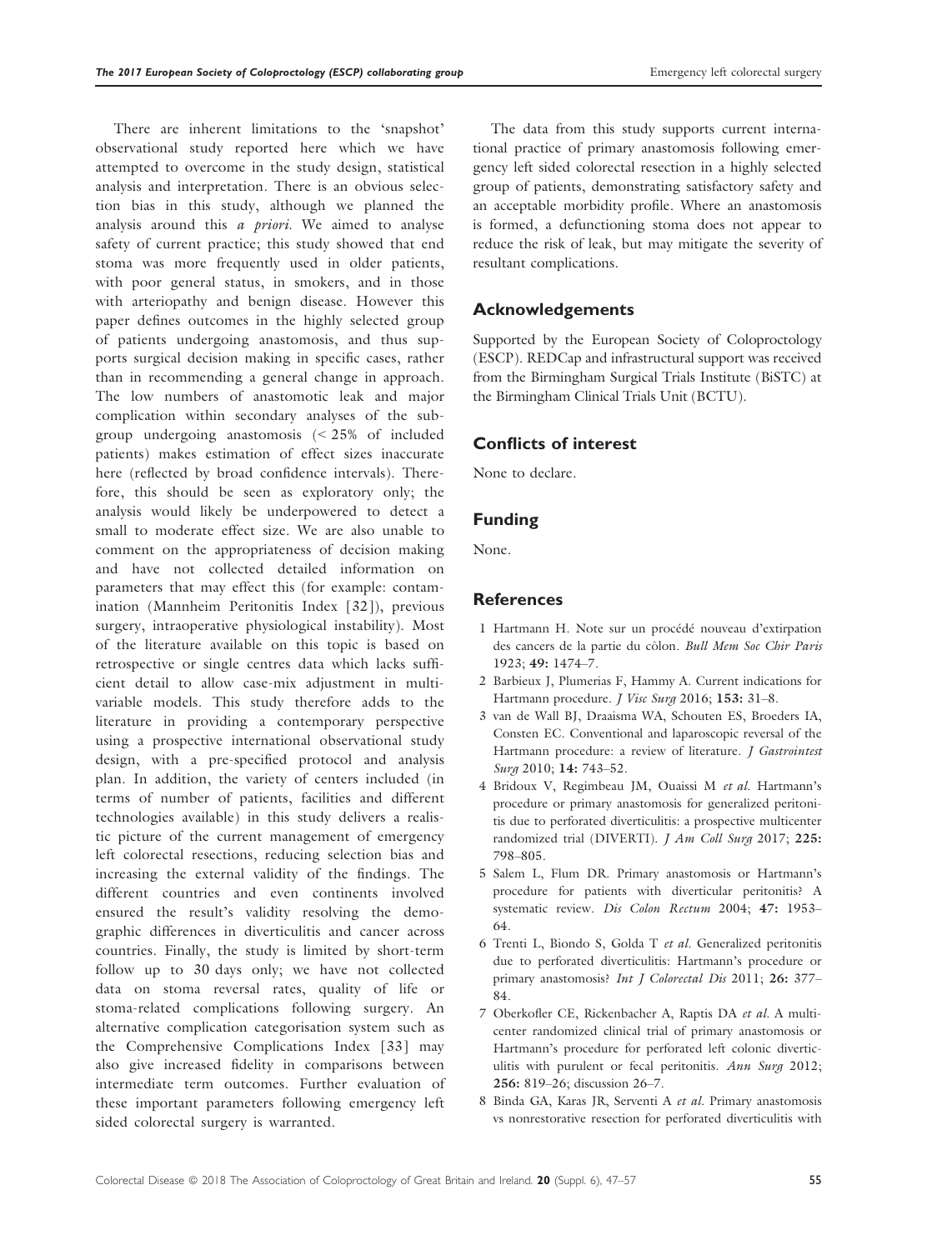There are inherent limitations to the 'snapshot' observational study reported here which we have attempted to overcome in the study design, statistical analysis and interpretation. There is an obvious selection bias in this study, although we planned the analysis around this *a priori*. We aimed to analyse safety of current practice; this study showed that end stoma was more frequently used in older patients, with poor general status, in smokers, and in those with arteriopathy and benign disease. However this paper defines outcomes in the highly selected group of patients undergoing anastomosis, and thus supports surgical decision making in specific cases, rather than in recommending a general change in approach. The low numbers of anastomotic leak and major complication within secondary analyses of the subgroup undergoing anastomosis (< 25% of included patients) makes estimation of effect sizes inaccurate here (reflected by broad confidence intervals). Therefore, this should be seen as exploratory only; the analysis would likely be underpowered to detect a small to moderate effect size. We are also unable to comment on the appropriateness of decision making and have not collected detailed information on parameters that may effect this (for example: contamination (Mannheim Peritonitis Index [32]), previous surgery, intraoperative physiological instability). Most of the literature available on this topic is based on retrospective or single centres data which lacks sufficient detail to allow case-mix adjustment in multivariable models. This study therefore adds to the literature in providing a contemporary perspective using a prospective international observational study design, with a pre-specified protocol and analysis plan. In addition, the variety of centers included (in terms of number of patients, facilities and different technologies available) in this study delivers a realistic picture of the current management of emergency left colorectal resections, reducing selection bias and increasing the external validity of the findings. The different countries and even continents involved ensured the result's validity resolving the demographic differences in diverticulitis and cancer across countries. Finally, the study is limited by short-term follow up to 30 days only; we have not collected data on stoma reversal rates, quality of life or stoma-related complications following surgery. An alternative complication categorisation system such as the Comprehensive Complications Index [33] may also give increased fidelity in comparisons between intermediate term outcomes. Further evaluation of these important parameters following emergency left sided colorectal surgery is warranted.

The data from this study supports current international practice of primary anastomosis following emergency left sided colorectal resection in a highly selected group of patients, demonstrating satisfactory safety and an acceptable morbidity profile. Where an anastomosis is formed, a defunctioning stoma does not appear to reduce the risk of leak, but may mitigate the severity of resultant complications.

## Acknowledgements

Supported by the European Society of Coloproctology (ESCP). REDCap and infrastructural support was received from the Birmingham Surgical Trials Institute (BiSTC) at the Birmingham Clinical Trials Unit (BCTU).

## Conflicts of interest

None to declare.

## Funding

None.

## References

1 Hartmann H. Note sur un procédé nouveau d'extirpation des cancers de la partie du côlon. *Bull Mem Soc Chir Paris* 1923; **49:** 1474–7.

2 Barbieux J, Plumerias F, Hammy A. Current indications for Hartmann procedure. *J Visc Surg* 2016; **153:** 31–8.

3 van de Wall BJ, Draaisma WA, Schouten ES, Broeders IA, Consten EC. Conventional and laparoscopic reversal of the Hartmann procedure: a review of literature. *J Gastrointest Surg* 2010; **14:** 743–52.

4 Bridoux V, Regimbeau JM, Ouaissi M *et al*. Hartmann's procedure or primary anastomosis for generalized peritonitis due to perforated diverticulitis: a prospective multicenter randomized trial (DIVERTI). *J Am Coll Surg* 2017; **225:** 798–805.

5 Salem L, Flum DR. Primary anastomosis or Hartmann's procedure for patients with diverticular peritonitis? A systematic review. *Dis Colon Rectum* 2004; **47:** 1953–64.

6 Trenti L, Biondo S, Golda T *et al*. Generalized peritonitis due to perforated diverticulitis: Hartmann's procedure or primary anastomosis? *Int J Colorectal Dis* 2011; **26:** 377–84.

7 Oberkofler CE, Rickenbacher A, Raptis DA *et al*. A multicenter randomized clinical trial of primary anastomosis or Hartmann's procedure for perforated left colonic diverticulitis with purulent or fecal peritonitis. *Ann Surg* 2012; **256:** 819–26; discussion 26–7.

8 Binda GA, Karas JR, Serventi A *et al*. Primary anastomosis vs nonrestorative resection for perforated diverticulitis with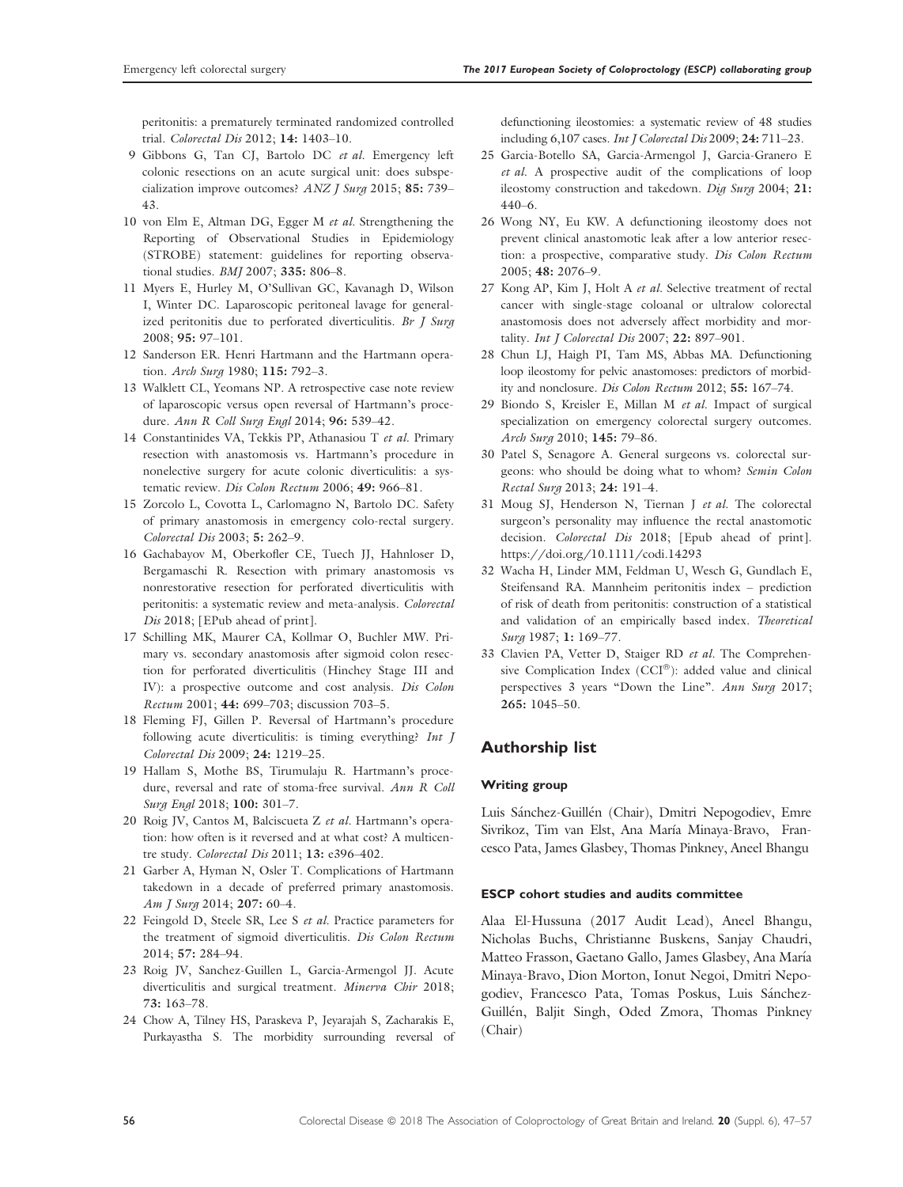peritonitis: a prematurely terminated randomized controlled trial. *Colorectal Dis* 2012; **14:** 1403–10.

9 Gibbons G, Tan CJ, Bartolo DC *et al*. Emergency left colonic resections on an acute surgical unit: does subspecialization improve outcomes? *ANZ J Surg* 2015; **85:** 739–43.

10 von Elm E, Altman DG, Egger M *et al*. Strengthening the Reporting of Observational Studies in Epidemiology (STROBE) statement: guidelines for reporting observational studies. *BMJ* 2007; **335:** 806–8.

11 Myers E, Hurley M, O'Sullivan GC, Kavanagh D, Wilson I, Winter DC. Laparoscopic peritoneal lavage for generalized peritonitis due to perforated diverticulitis. *Br J Surg* 2008; **95:** 97–101.

12 Sanderson ER. Henri Hartmann and the Hartmann operation. *Arch Surg* 1980; **115:** 792–3.

13 Walklett CL, Yeomans NP. A retrospective case note review of laparoscopic versus open reversal of Hartmann's procedure. *Ann R Coll Surg Engl* 2014; **96:** 539–42.

14 Constantinides VA, Tekkis PP, Athanasiou T *et al*. Primary resection with anastomosis vs. Hartmann's procedure in nonelective surgery for acute colonic diverticulitis: a systematic review. *Dis Colon Rectum* 2006; **49:** 966–81.

15 Zorcolo L, Covotta L, Carlomagno N, Bartolo DC. Safety of primary anastomosis in emergency colo-rectal surgery. *Colorectal Dis* 2003; **5:** 262–9.

16 Gachabayov M, Oberkofler CE, Tuech JJ, Hahnloser D, Bergamaschi R. Resection with primary anastomosis vs nonrestorative resection for perforated diverticulitis with peritonitis: a systematic review and meta-analysis. *Colorectal Dis* 2018; [EPub ahead of print].

17 Schilling MK, Maurer CA, Kollmar O, Buchler MW. Primary vs. secondary anastomosis after sigmoid colon resection for perforated diverticulitis (Hinchey Stage III and IV): a prospective outcome and cost analysis. *Dis Colon Rectum* 2001; **44:** 699–703; discussion 703–5.

18 Fleming FJ, Gillen P. Reversal of Hartmann's procedure following acute diverticulitis: is timing everything? *Int J Colorectal Dis* 2009; **24:** 1219–25.

19 Hallam S, Mothe BS, Tirumulaju R. Hartmann's procedure, reversal and rate of stoma-free survival. *Ann R Coll Surg Engl* 2018; **100:** 301–7.

20 Roig JV, Cantos M, Balciscueta Z *et al*. Hartmann's operation: how often is it reversed and at what cost? A multicentre study. *Colorectal Dis* 2011; **13:** e396–402.

21 Garber A, Hyman N, Osler T. Complications of Hartmann takedown in a decade of preferred primary anastomosis. *Am J Surg* 2014; **207:** 60–4.

22 Feingold D, Steele SR, Lee S *et al*. Practice parameters for the treatment of sigmoid diverticulitis. *Dis Colon Rectum* 2014; **57:** 284–94.

23 Roig JV, Sanchez-Guillen L, Garcia-Armengol JJ. Acute diverticulitis and surgical treatment. *Minerva Chir* 2018; **73:** 163–78.

24 Chow A, Tilney HS, Paraskeva P, Jeyarajah S, Zacharakis E, Purkayastha S. The morbidity surrounding reversal of defunctioning ileostomies: a systematic review of 48 studies including 6,107 cases. *Int J Colorectal Dis* 2009; **24:** 711–23.

25 Garcia-Botello SA, Garcia-Armengol J, Garcia-Granero E *et al*. A prospective audit of the complications of loop ileostomy construction and takedown. *Dig Surg* 2004; **21:** 440–6.

26 Wong NY, Eu KW. A defunctioning ileostomy does not prevent clinical anastomotic leak after a low anterior resection: a prospective, comparative study. *Dis Colon Rectum* 2005; **48:** 2076–9.

27 Kong AP, Kim J, Holt A *et al*. Selective treatment of rectal cancer with single-stage coloanal or ultralow colorectal anastomosis does not adversely affect morbidity and mortality. *Int J Colorectal Dis* 2007; **22:** 897–901.

28 Chun LJ, Haigh PI, Tam MS, Abbas MA. Defunctioning loop ileostomy for pelvic anastomoses: predictors of morbidity and nonclosure. *Dis Colon Rectum* 2012; **55:** 167–74.

29 Biondo S, Kreisler E, Millan M *et al*. Impact of surgical specialization on emergency colorectal surgery outcomes. *Arch Surg* 2010; **145:** 79–86.

30 Patel S, Senagore A. General surgeons vs. colorectal surgeons: who should be doing what to whom? *Semin Colon Rectal Surg* 2013; **24:** 191–4.

31 Moug SJ, Henderson N, Tiernan J *et al*. The colorectal surgeon's personality may influence the rectal anastomotic decision. *Colorectal Dis* 2018; [Epub ahead of print]. https://doi.org/10.1111/codi.14293

32 Wacha H, Linder MM, Feldman U, Wesch G, Gundlach E, Steifensand RA. Mannheim peritonitis index – prediction of risk of death from peritonitis: construction of a statistical and validation of an empirically based index. *Theoretical Surg* 1987; **1:** 169–77.

33 Clavien PA, Vetter D, Staiger RD *et al*. The Comprehensive Complication Index (CCI®): added value and clinical perspectives 3 years "Down the Line". *Ann Surg* 2017; **265:** 1045–50.

## Authorship list

### Writing group

Luis Sánchez-Guillén (Chair), Dmitri Nepogodiev, Emre Sivrikoz, Tim van Elst, Ana María Minaya-Bravo, Francesco Pata, James Glasbey, Thomas Pinkney, Aneel Bhangu

### ESCP cohort studies and audits committee

Alaa El-Hussuna (2017 Audit Lead), Aneel Bhangu, Nicholas Buchs, Christianne Buskens, Sanjay Chaudri, Matteo Frasson, Gaetano Gallo, James Glasbey, Ana María Minaya-Bravo, Dion Morton, Ionut Negoi, Dmitri Nepogodiev, Francesco Pata, Tomas Poskus, Luis Sánchez-Guillén, Baljit Singh, Oded Zmora, Thomas Pinkney (Chair)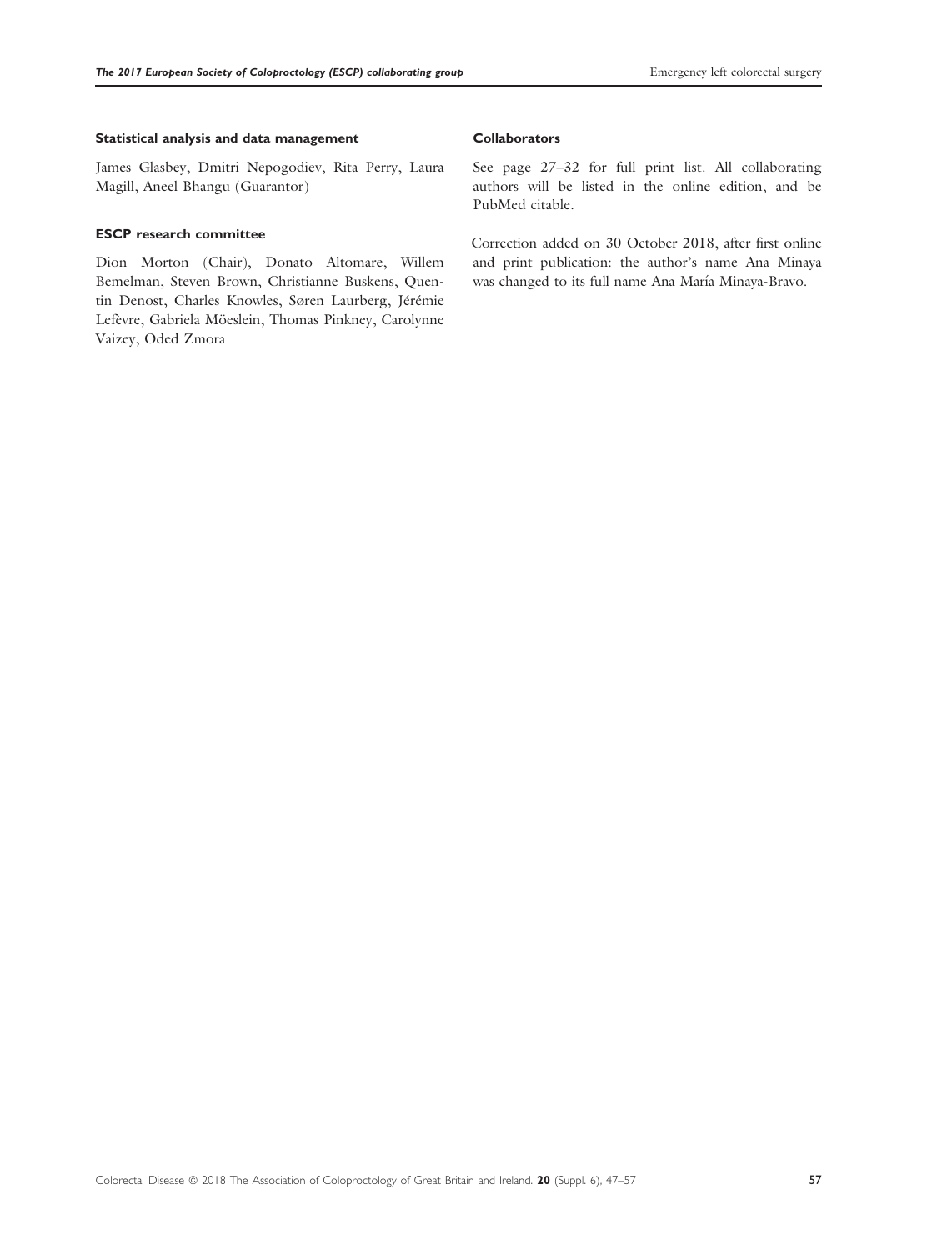#### Statistical analysis and data management

James Glasbey, Dmitri Nepogodiev, Rita Perry, Laura Magill, Aneel Bhangu (Guarantor)

#### ESCP research committee

Dion Morton (Chair), Donato Altomare, Willem Bemelman, Steven Brown, Christianne Buskens, Quentin Denost, Charles Knowles, Søren Laurberg, Jérémie Lefèvre, Gabriela Möeslein, Thomas Pinkney, Carolynne Vaizey, Oded Zmora

#### Collaborators

See page 27–32 for full print list. All collaborating authors will be listed in the online edition, and be PubMed citable.

Correction added on 30 October 2018, after first online and print publication: the author's name Ana Minaya was changed to its full name Ana María Minaya-Bravo.